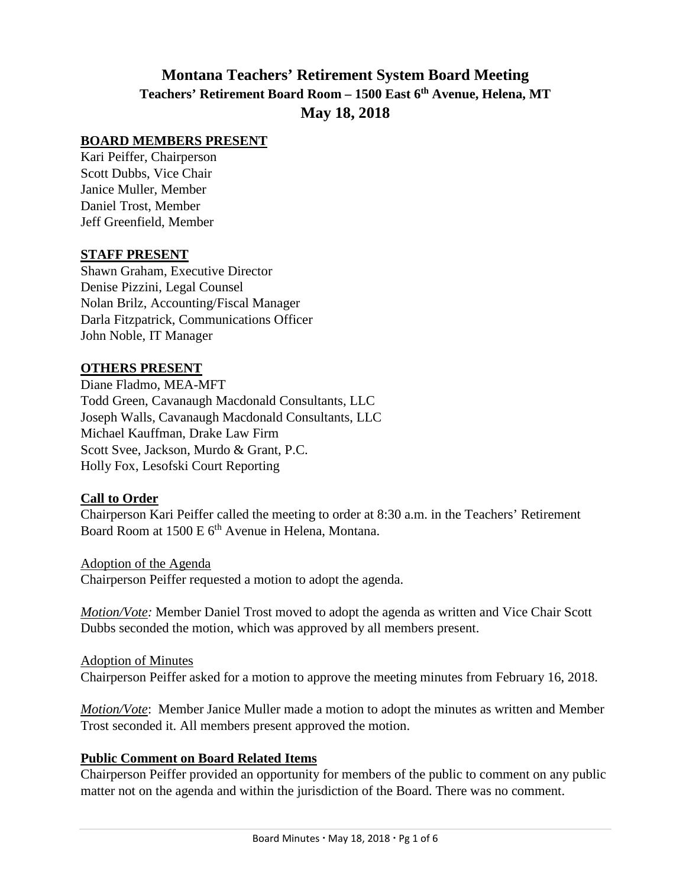# Montana Teachers' Retirement System Board Meeting

## Teachers' Retirement Board Room – 1500 East 6th Avenue, Helena, MT

## May 18, 2018

**BOARD MEMBERS PRESENT**

Kari Peiffer, Chairperson
Scott Dubbs, Vice Chair
Janice Muller, Member
Daniel Trost, Member
Jeff Greenfield, Member

**STAFF PRESENT**

Shawn Graham, Executive Director
Denise Pizzini, Legal Counsel
Nolan Brilz, Accounting/Fiscal Manager
Darla Fitzpatrick, Communications Officer
John Noble, IT Manager

**OTHERS PRESENT**

Diane Fladmo, MEA-MFT
Todd Green, Cavanaugh Macdonald Consultants, LLC
Joseph Walls, Cavanaugh Macdonald Consultants, LLC
Michael Kauffman, Drake Law Firm
Scott Svee, Jackson, Murdo & Grant, P.C.
Holly Fox, Lesofski Court Reporting

**Call to Order**

Chairperson Kari Peiffer called the meeting to order at 8:30 a.m. in the Teachers' Retirement Board Room at 1500 E 6th Avenue in Helena, Montana.

Adoption of the Agenda

Chairperson Peiffer requested a motion to adopt the agenda.

*Motion/Vote:* Member Daniel Trost moved to adopt the agenda as written and Vice Chair Scott Dubbs seconded the motion, which was approved by all members present.

Adoption of Minutes

Chairperson Peiffer asked for a motion to approve the meeting minutes from February 16, 2018.

*Motion/Vote*: Member Janice Muller made a motion to adopt the minutes as written and Member Trost seconded it. All members present approved the motion.

**Public Comment on Board Related Items**

Chairperson Peiffer provided an opportunity for members of the public to comment on any public matter not on the agenda and within the jurisdiction of the Board. There was no comment.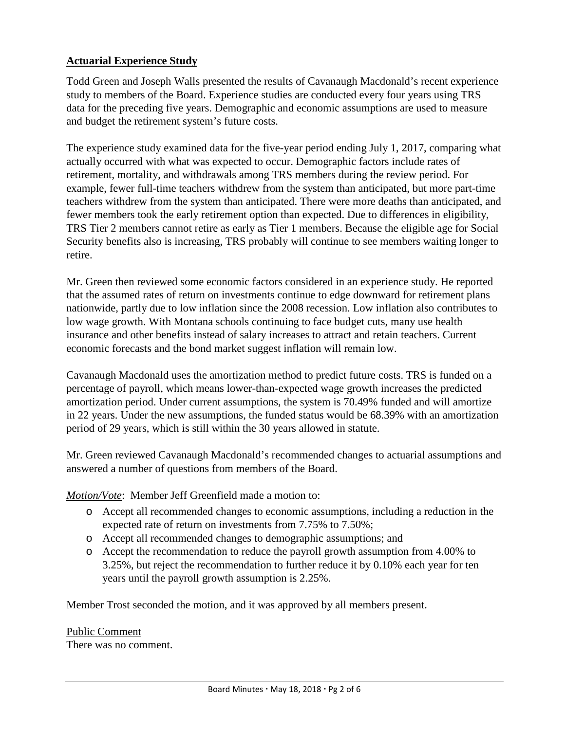## Actuarial Experience Study

Todd Green and Joseph Walls presented the results of Cavanaugh Macdonald's recent experience study to members of the Board. Experience studies are conducted every four years using TRS data for the preceding five years. Demographic and economic assumptions are used to measure and budget the retirement system's future costs.

The experience study examined data for the five-year period ending July 1, 2017, comparing what actually occurred with what was expected to occur. Demographic factors include rates of retirement, mortality, and withdrawals among TRS members during the review period. For example, fewer full-time teachers withdrew from the system than anticipated, but more part-time teachers withdrew from the system than anticipated. There were more deaths than anticipated, and fewer members took the early retirement option than expected. Due to differences in eligibility, TRS Tier 2 members cannot retire as early as Tier 1 members. Because the eligible age for Social Security benefits also is increasing, TRS probably will continue to see members waiting longer to retire.

Mr. Green then reviewed some economic factors considered in an experience study. He reported that the assumed rates of return on investments continue to edge downward for retirement plans nationwide, partly due to low inflation since the 2008 recession. Low inflation also contributes to low wage growth. With Montana schools continuing to face budget cuts, many use health insurance and other benefits instead of salary increases to attract and retain teachers. Current economic forecasts and the bond market suggest inflation will remain low.

Cavanaugh Macdonald uses the amortization method to predict future costs. TRS is funded on a percentage of payroll, which means lower-than-expected wage growth increases the predicted amortization period. Under current assumptions, the system is 70.49% funded and will amortize in 22 years. Under the new assumptions, the funded status would be 68.39% with an amortization period of 29 years, which is still within the 30 years allowed in statute.

Mr. Green reviewed Cavanaugh Macdonald's recommended changes to actuarial assumptions and answered a number of questions from members of the Board.

*Motion/Vote*: Member Jeff Greenfield made a motion to:

- Accept all recommended changes to economic assumptions, including a reduction in the expected rate of return on investments from 7.75% to 7.50%;
- Accept all recommended changes to demographic assumptions; and
- Accept the recommendation to reduce the payroll growth assumption from 4.00% to 3.25%, but reject the recommendation to further reduce it by 0.10% each year for ten years until the payroll growth assumption is 2.25%.

Member Trost seconded the motion, and it was approved by all members present.

Public Comment

There was no comment.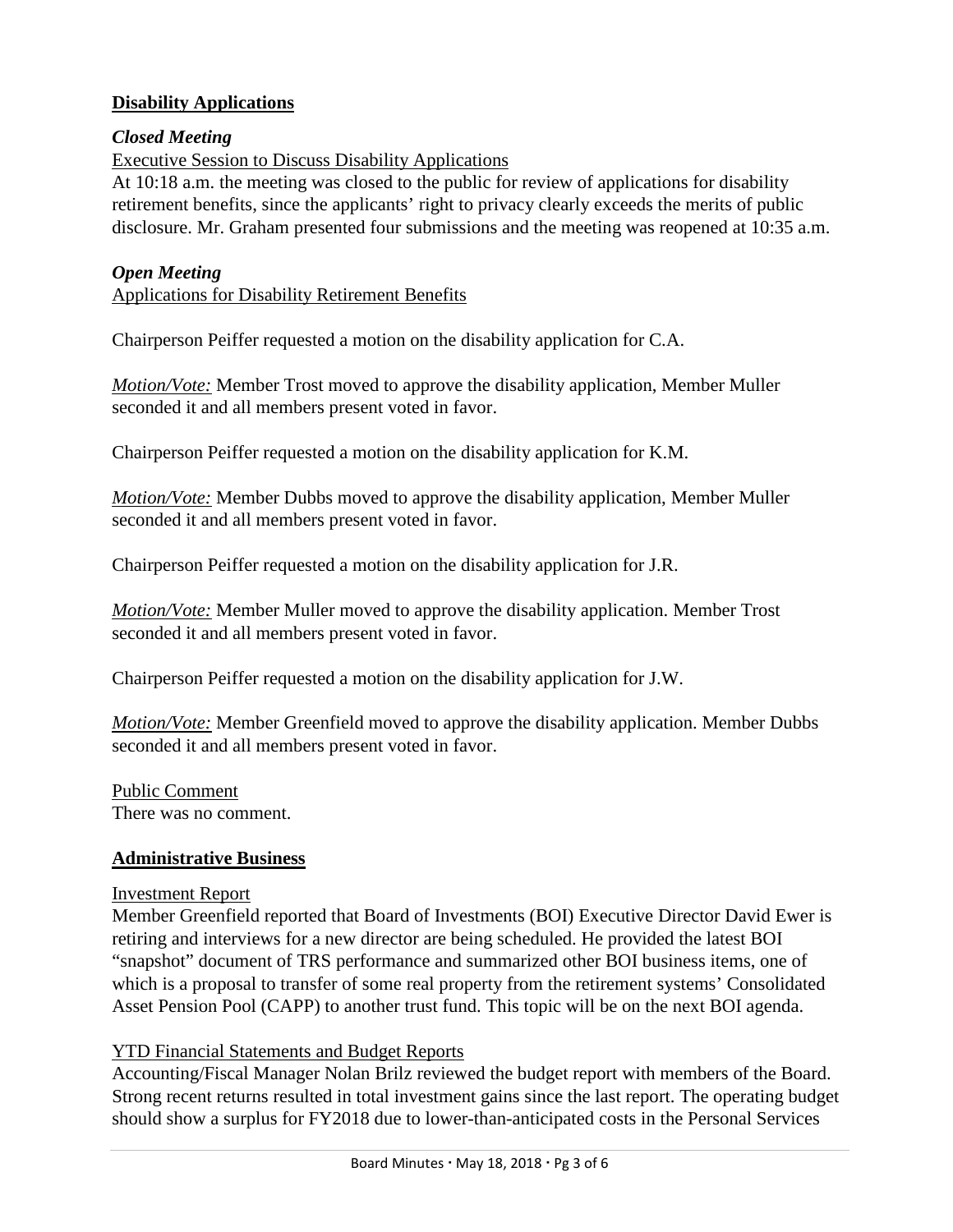## **Disability Applications**

### ***Closed Meeting***

Executive Session to Discuss Disability Applications

At 10:18 a.m. the meeting was closed to the public for review of applications for disability retirement benefits, since the applicants' right to privacy clearly exceeds the merits of public disclosure. Mr. Graham presented four submissions and the meeting was reopened at 10:35 a.m.

### ***Open Meeting***

Applications for Disability Retirement Benefits

Chairperson Peiffer requested a motion on the disability application for C.A.

*Motion/Vote:* Member Trost moved to approve the disability application, Member Muller seconded it and all members present voted in favor.

Chairperson Peiffer requested a motion on the disability application for K.M.

*Motion/Vote:* Member Dubbs moved to approve the disability application, Member Muller seconded it and all members present voted in favor.

Chairperson Peiffer requested a motion on the disability application for J.R.

*Motion/Vote:* Member Muller moved to approve the disability application. Member Trost seconded it and all members present voted in favor.

Chairperson Peiffer requested a motion on the disability application for J.W.

*Motion/Vote:* Member Greenfield moved to approve the disability application. Member Dubbs seconded it and all members present voted in favor.

Public Comment

There was no comment.

## **Administrative Business**

Investment Report

Member Greenfield reported that Board of Investments (BOI) Executive Director David Ewer is retiring and interviews for a new director are being scheduled. He provided the latest BOI "snapshot" document of TRS performance and summarized other BOI business items, one of which is a proposal to transfer of some real property from the retirement systems' Consolidated Asset Pension Pool (CAPP) to another trust fund. This topic will be on the next BOI agenda.

YTD Financial Statements and Budget Reports

Accounting/Fiscal Manager Nolan Brilz reviewed the budget report with members of the Board. Strong recent returns resulted in total investment gains since the last report. The operating budget should show a surplus for FY2018 due to lower-than-anticipated costs in the Personal Services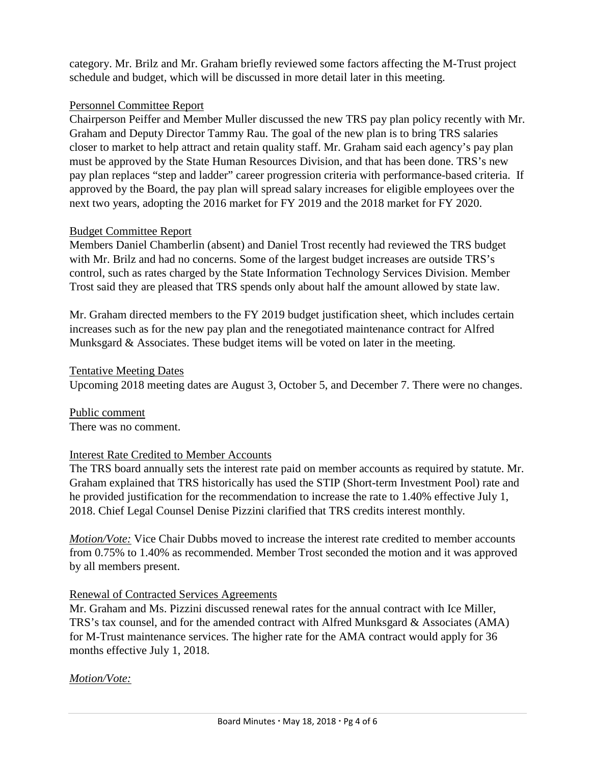category. Mr. Brilz and Mr. Graham briefly reviewed some factors affecting the M-Trust project schedule and budget, which will be discussed in more detail later in this meeting.

Personnel Committee Report

Chairperson Peiffer and Member Muller discussed the new TRS pay plan policy recently with Mr. Graham and Deputy Director Tammy Rau. The goal of the new plan is to bring TRS salaries closer to market to help attract and retain quality staff. Mr. Graham said each agency's pay plan must be approved by the State Human Resources Division, and that has been done. TRS's new pay plan replaces "step and ladder" career progression criteria with performance-based criteria. If approved by the Board, the pay plan will spread salary increases for eligible employees over the next two years, adopting the 2016 market for FY 2019 and the 2018 market for FY 2020.

Budget Committee Report

Members Daniel Chamberlin (absent) and Daniel Trost recently had reviewed the TRS budget with Mr. Brilz and had no concerns. Some of the largest budget increases are outside TRS's control, such as rates charged by the State Information Technology Services Division. Member Trost said they are pleased that TRS spends only about half the amount allowed by state law.

Mr. Graham directed members to the FY 2019 budget justification sheet, which includes certain increases such as for the new pay plan and the renegotiated maintenance contract for Alfred Munksgard & Associates. These budget items will be voted on later in the meeting.

Tentative Meeting Dates

Upcoming 2018 meeting dates are August 3, October 5, and December 7. There were no changes.

Public comment

There was no comment.

Interest Rate Credited to Member Accounts

The TRS board annually sets the interest rate paid on member accounts as required by statute. Mr. Graham explained that TRS historically has used the STIP (Short-term Investment Pool) rate and he provided justification for the recommendation to increase the rate to 1.40% effective July 1, 2018. Chief Legal Counsel Denise Pizzini clarified that TRS credits interest monthly.

*Motion/Vote:* Vice Chair Dubbs moved to increase the interest rate credited to member accounts from 0.75% to 1.40% as recommended. Member Trost seconded the motion and it was approved by all members present.

Renewal of Contracted Services Agreements

Mr. Graham and Ms. Pizzini discussed renewal rates for the annual contract with Ice Miller, TRS's tax counsel, and for the amended contract with Alfred Munksgard & Associates (AMA) for M-Trust maintenance services. The higher rate for the AMA contract would apply for 36 months effective July 1, 2018.

*Motion/Vote:*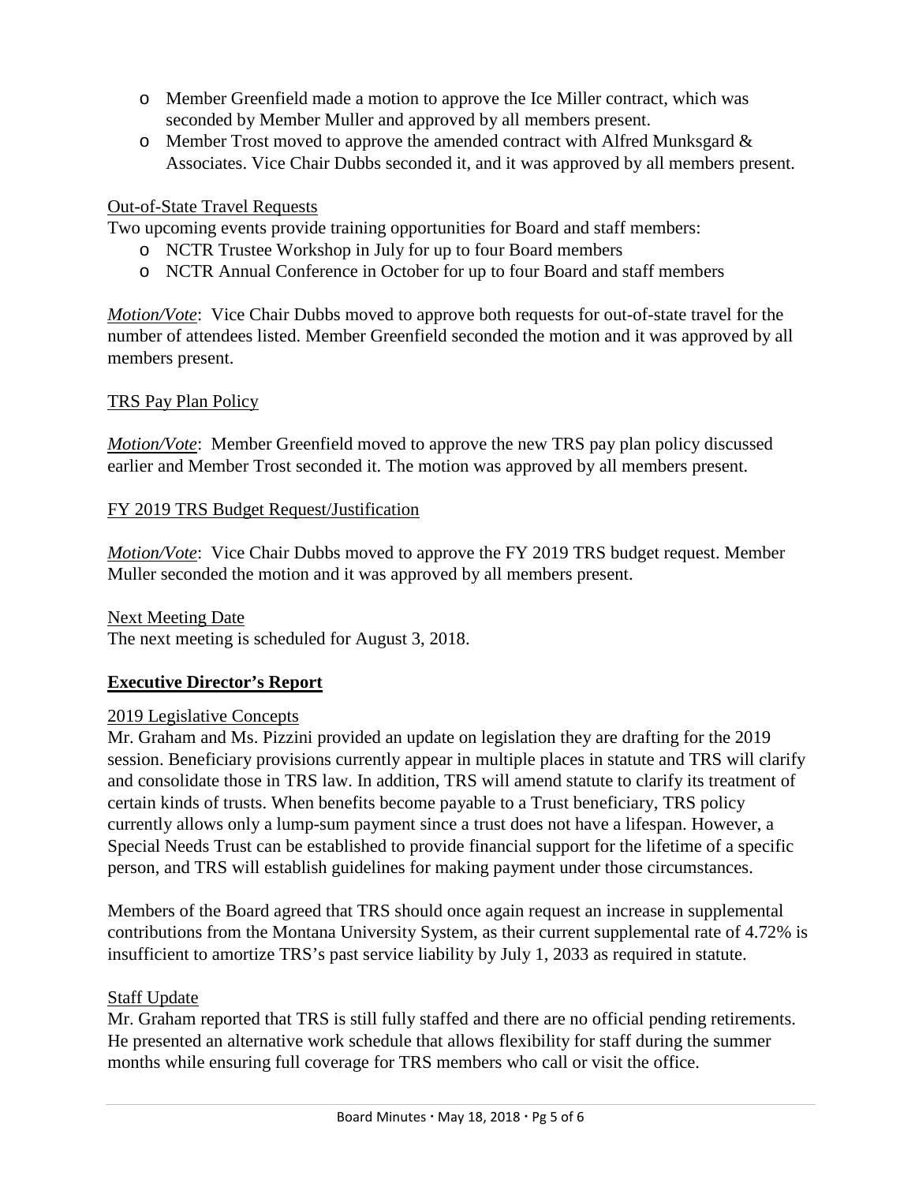- Member Greenfield made a motion to approve the Ice Miller contract, which was seconded by Member Muller and approved by all members present.
- Member Trost moved to approve the amended contract with Alfred Munksgard & Associates. Vice Chair Dubbs seconded it, and it was approved by all members present.

Out-of-State Travel Requests

Two upcoming events provide training opportunities for Board and staff members:

- NCTR Trustee Workshop in July for up to four Board members
- NCTR Annual Conference in October for up to four Board and staff members

*Motion/Vote*: Vice Chair Dubbs moved to approve both requests for out-of-state travel for the number of attendees listed. Member Greenfield seconded the motion and it was approved by all members present.

TRS Pay Plan Policy

*Motion/Vote*: Member Greenfield moved to approve the new TRS pay plan policy discussed earlier and Member Trost seconded it. The motion was approved by all members present.

FY 2019 TRS Budget Request/Justification

*Motion/Vote*: Vice Chair Dubbs moved to approve the FY 2019 TRS budget request. Member Muller seconded the motion and it was approved by all members present.

Next Meeting Date

The next meeting is scheduled for August 3, 2018.

## Executive Director's Report

2019 Legislative Concepts

Mr. Graham and Ms. Pizzini provided an update on legislation they are drafting for the 2019 session. Beneficiary provisions currently appear in multiple places in statute and TRS will clarify and consolidate those in TRS law. In addition, TRS will amend statute to clarify its treatment of certain kinds of trusts. When benefits become payable to a Trust beneficiary, TRS policy currently allows only a lump-sum payment since a trust does not have a lifespan. However, a Special Needs Trust can be established to provide financial support for the lifetime of a specific person, and TRS will establish guidelines for making payment under those circumstances.

Members of the Board agreed that TRS should once again request an increase in supplemental contributions from the Montana University System, as their current supplemental rate of 4.72% is insufficient to amortize TRS's past service liability by July 1, 2033 as required in statute.

Staff Update

Mr. Graham reported that TRS is still fully staffed and there are no official pending retirements. He presented an alternative work schedule that allows flexibility for staff during the summer months while ensuring full coverage for TRS members who call or visit the office.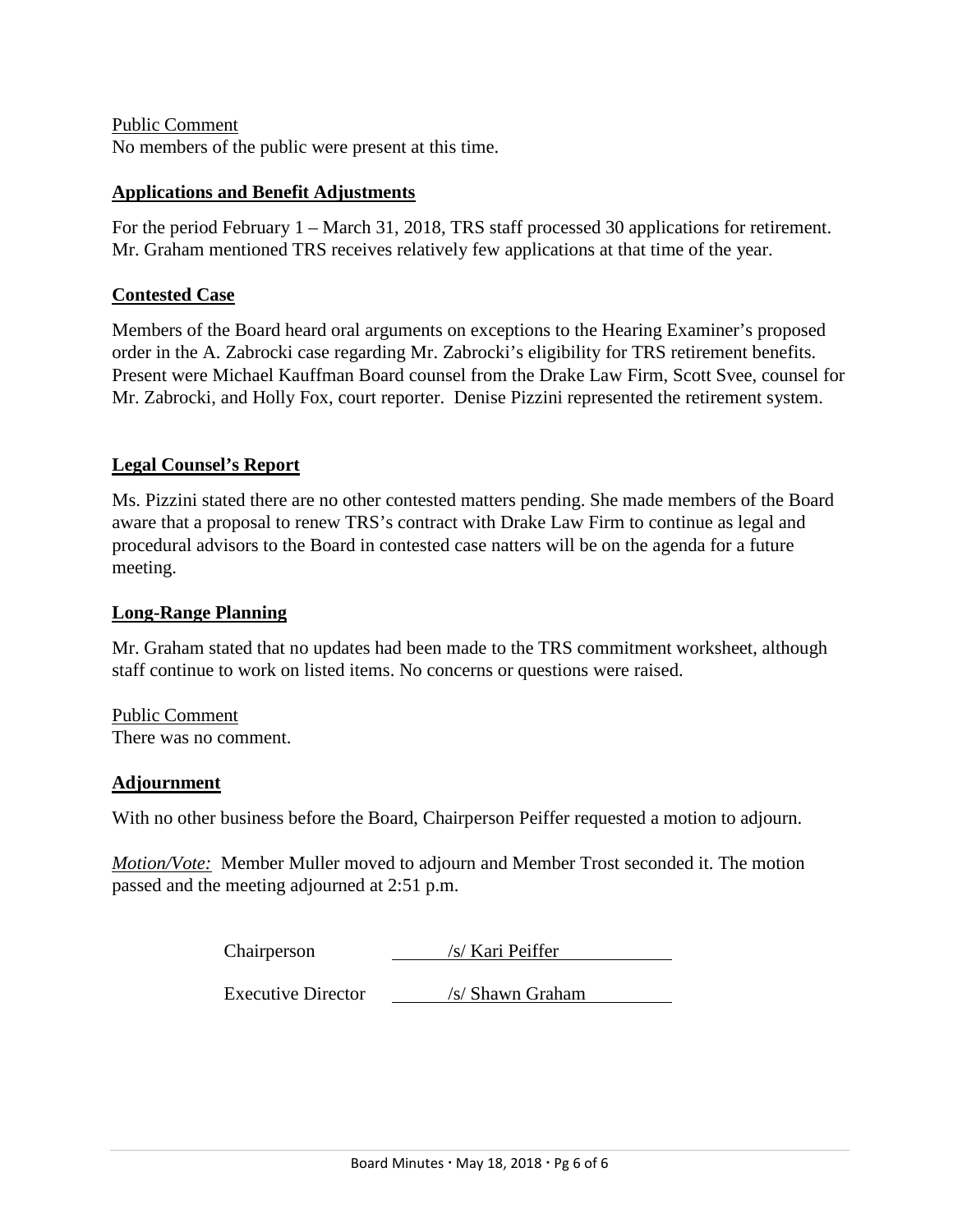Public Comment

No members of the public were present at this time.

## Applications and Benefit Adjustments

For the period February 1 – March 31, 2018, TRS staff processed 30 applications for retirement. Mr. Graham mentioned TRS receives relatively few applications at that time of the year.

## Contested Case

Members of the Board heard oral arguments on exceptions to the Hearing Examiner's proposed order in the A. Zabrocki case regarding Mr. Zabrocki's eligibility for TRS retirement benefits. Present were Michael Kauffman Board counsel from the Drake Law Firm, Scott Svee, counsel for Mr. Zabrocki, and Holly Fox, court reporter. Denise Pizzini represented the retirement system.

## Legal Counsel's Report

Ms. Pizzini stated there are no other contested matters pending. She made members of the Board aware that a proposal to renew TRS's contract with Drake Law Firm to continue as legal and procedural advisors to the Board in contested case natters will be on the agenda for a future meeting.

## Long-Range Planning

Mr. Graham stated that no updates had been made to the TRS commitment worksheet, although staff continue to work on listed items. No concerns or questions were raised.

Public Comment

There was no comment.

## Adjournment

With no other business before the Board, Chairperson Peiffer requested a motion to adjourn.

*Motion/Vote:* Member Muller moved to adjourn and Member Trost seconded it. The motion passed and the meeting adjourned at 2:51 p.m.

Chairperson /s/ Kari Peiffer

Executive Director /s/ Shawn Graham